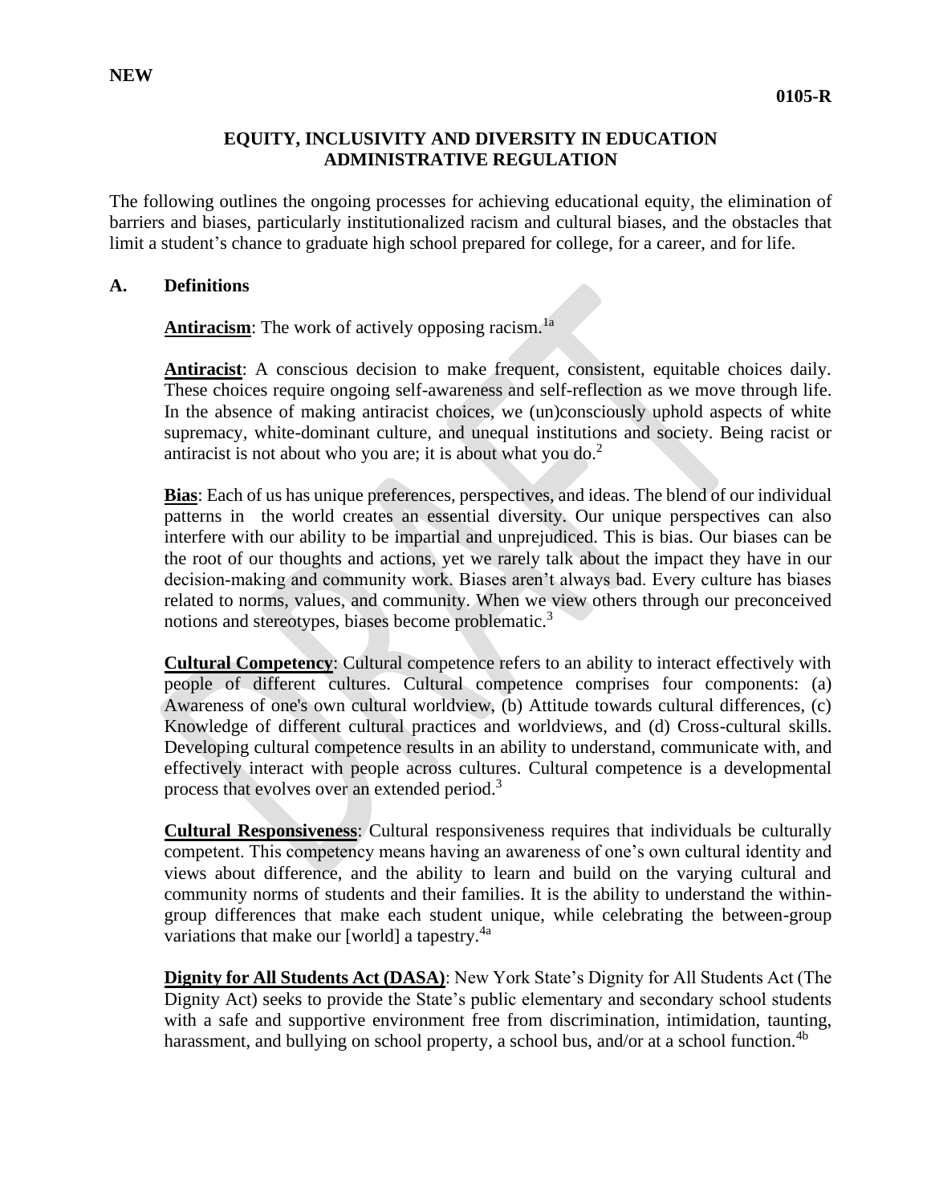**NEW**

**0105-R**

## EQUITY, INCLUSIVITY AND DIVERSITY IN EDUCATION ADMINISTRATIVE REGULATION

The following outlines the ongoing processes for achieving educational equity, the elimination of barriers and biases, particularly institutionalized racism and cultural biases, and the obstacles that limit a student's chance to graduate high school prepared for college, for a career, and for life.

### A. Definitions

**Antiracism**: The work of actively opposing racism.[1a]

**Antiracist**: A conscious decision to make frequent, consistent, equitable choices daily. These choices require ongoing self-awareness and self-reflection as we move through life. In the absence of making antiracist choices, we (un)consciously uphold aspects of white supremacy, white-dominant culture, and unequal institutions and society. Being racist or antiracist is not about who you are; it is about what you do.[2]

**Bias**: Each of us has unique preferences, perspectives, and ideas. The blend of our individual patterns in the world creates an essential diversity. Our unique perspectives can also interfere with our ability to be impartial and unprejudiced. This is bias. Our biases can be the root of our thoughts and actions, yet we rarely talk about the impact they have in our decision-making and community work. Biases aren't always bad. Every culture has biases related to norms, values, and community. When we view others through our preconceived notions and stereotypes, biases become problematic.[3]

**Cultural Competency**: Cultural competence refers to an ability to interact effectively with people of different cultures. Cultural competence comprises four components: (a) Awareness of one's own cultural worldview, (b) Attitude towards cultural differences, (c) Knowledge of different cultural practices and worldviews, and (d) Cross-cultural skills. Developing cultural competence results in an ability to understand, communicate with, and effectively interact with people across cultures. Cultural competence is a developmental process that evolves over an extended period.[3]

**Cultural Responsiveness**: Cultural responsiveness requires that individuals be culturally competent. This competency means having an awareness of one's own cultural identity and views about difference, and the ability to learn and build on the varying cultural and community norms of students and their families. It is the ability to understand the within-group differences that make each student unique, while celebrating the between-group variations that make our [world] a tapestry.[4a]

**Dignity for All Students Act (DASA)**: New York State's Dignity for All Students Act (The Dignity Act) seeks to provide the State's public elementary and secondary school students with a safe and supportive environment free from discrimination, intimidation, taunting, harassment, and bullying on school property, a school bus, and/or at a school function.[4b]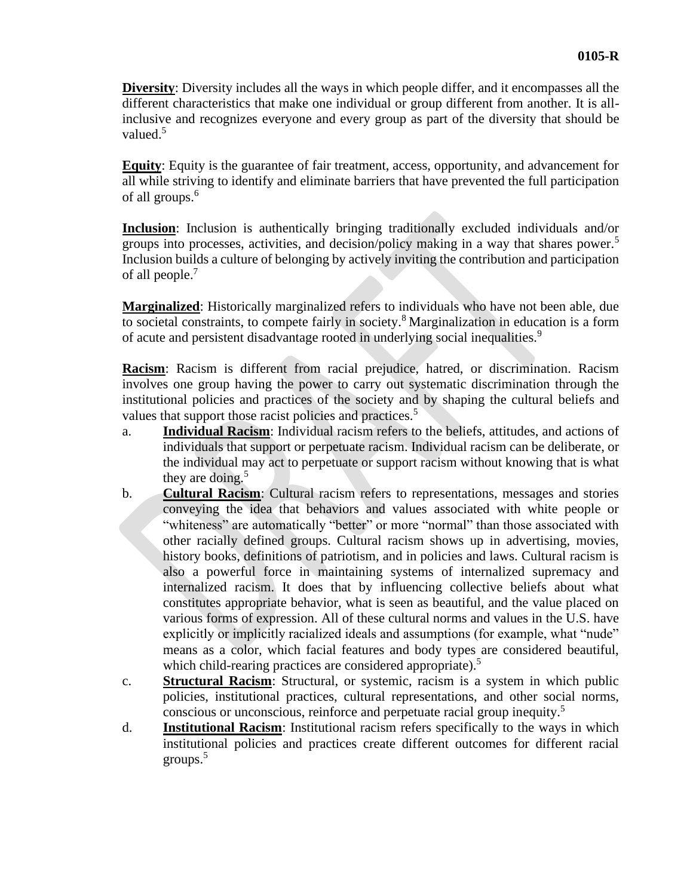**Diversity**: Diversity includes all the ways in which people differ, and it encompasses all the different characteristics that make one individual or group different from another. It is all-inclusive and recognizes everyone and every group as part of the diversity that should be valued.[5]

**Equity**: Equity is the guarantee of fair treatment, access, opportunity, and advancement for all while striving to identify and eliminate barriers that have prevented the full participation of all groups.[6]

**Inclusion**: Inclusion is authentically bringing traditionally excluded individuals and/or groups into processes, activities, and decision/policy making in a way that shares power.[5] Inclusion builds a culture of belonging by actively inviting the contribution and participation of all people.[7]

**Marginalized**: Historically marginalized refers to individuals who have not been able, due to societal constraints, to compete fairly in society.[8] Marginalization in education is a form of acute and persistent disadvantage rooted in underlying social inequalities.[9]

**Racism**: Racism is different from racial prejudice, hatred, or discrimination. Racism involves one group having the power to carry out systematic discrimination through the institutional policies and practices of the society and by shaping the cultural beliefs and values that support those racist policies and practices.[5]

a. **Individual Racism**: Individual racism refers to the beliefs, attitudes, and actions of individuals that support or perpetuate racism. Individual racism can be deliberate, or the individual may act to perpetuate or support racism without knowing that is what they are doing.[5]

b. **Cultural Racism**: Cultural racism refers to representations, messages and stories conveying the idea that behaviors and values associated with white people or "whiteness" are automatically "better" or more "normal" than those associated with other racially defined groups. Cultural racism shows up in advertising, movies, history books, definitions of patriotism, and in policies and laws. Cultural racism is also a powerful force in maintaining systems of internalized supremacy and internalized racism. It does that by influencing collective beliefs about what constitutes appropriate behavior, what is seen as beautiful, and the value placed on various forms of expression. All of these cultural norms and values in the U.S. have explicitly or implicitly racialized ideals and assumptions (for example, what "nude" means as a color, which facial features and body types are considered beautiful, which child-rearing practices are considered appropriate).[5]

c. **Structural Racism**: Structural, or systemic, racism is a system in which public policies, institutional practices, cultural representations, and other social norms, conscious or unconscious, reinforce and perpetuate racial group inequity.[5]

d. **Institutional Racism**: Institutional racism refers specifically to the ways in which institutional policies and practices create different outcomes for different racial groups.[5]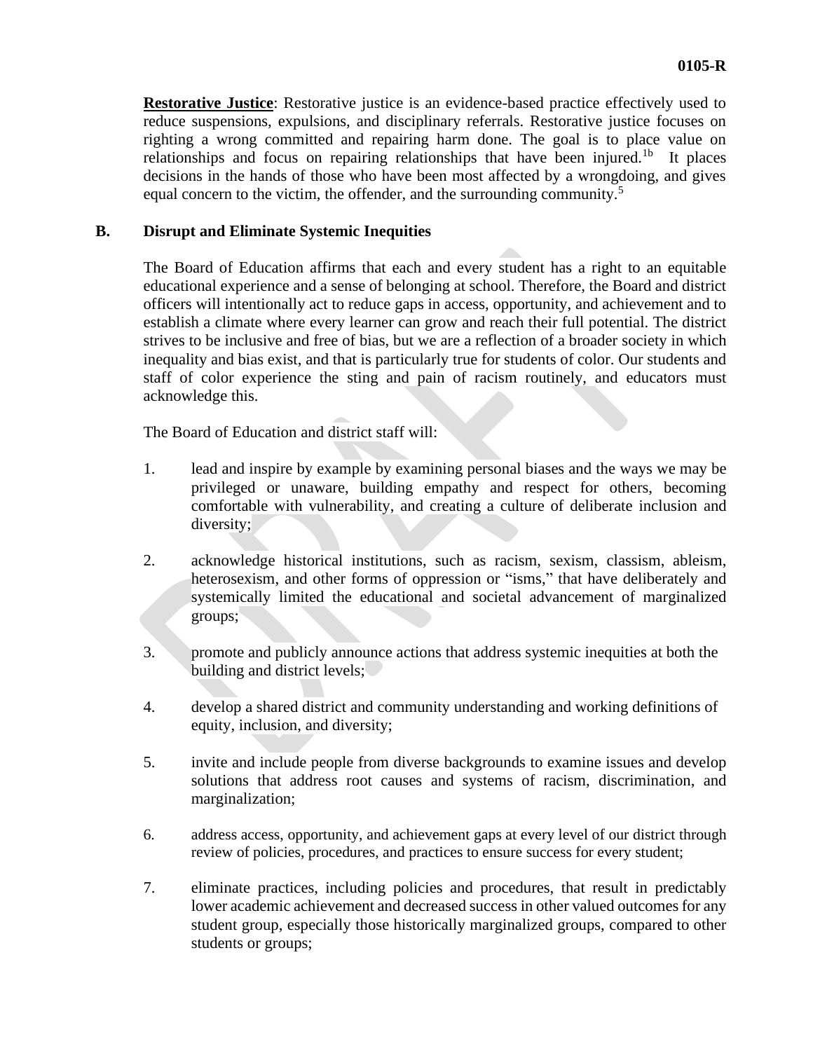**Restorative Justice**: Restorative justice is an evidence-based practice effectively used to reduce suspensions, expulsions, and disciplinary referrals. Restorative justice focuses on righting a wrong committed and repairing harm done. The goal is to place value on relationships and focus on repairing relationships that have been injured.[1b] It places decisions in the hands of those who have been most affected by a wrongdoing, and gives equal concern to the victim, the offender, and the surrounding community.[5]

## B. Disrupt and Eliminate Systemic Inequities

The Board of Education affirms that each and every student has a right to an equitable educational experience and a sense of belonging at school. Therefore, the Board and district officers will intentionally act to reduce gaps in access, opportunity, and achievement and to establish a climate where every learner can grow and reach their full potential. The district strives to be inclusive and free of bias, but we are a reflection of a broader society in which inequality and bias exist, and that is particularly true for students of color. Our students and staff of color experience the sting and pain of racism routinely, and educators must acknowledge this.

The Board of Education and district staff will:

1. lead and inspire by example by examining personal biases and the ways we may be privileged or unaware, building empathy and respect for others, becoming comfortable with vulnerability, and creating a culture of deliberate inclusion and diversity;

2. acknowledge historical institutions, such as racism, sexism, classism, ableism, heterosexism, and other forms of oppression or "isms," that have deliberately and systemically limited the educational and societal advancement of marginalized groups;

3. promote and publicly announce actions that address systemic inequities at both the building and district levels;

4. develop a shared district and community understanding and working definitions of equity, inclusion, and diversity;

5. invite and include people from diverse backgrounds to examine issues and develop solutions that address root causes and systems of racism, discrimination, and marginalization;

6. address access, opportunity, and achievement gaps at every level of our district through review of policies, procedures, and practices to ensure success for every student;

7. eliminate practices, including policies and procedures, that result in predictably lower academic achievement and decreased success in other valued outcomes for any student group, especially those historically marginalized groups, compared to other students or groups;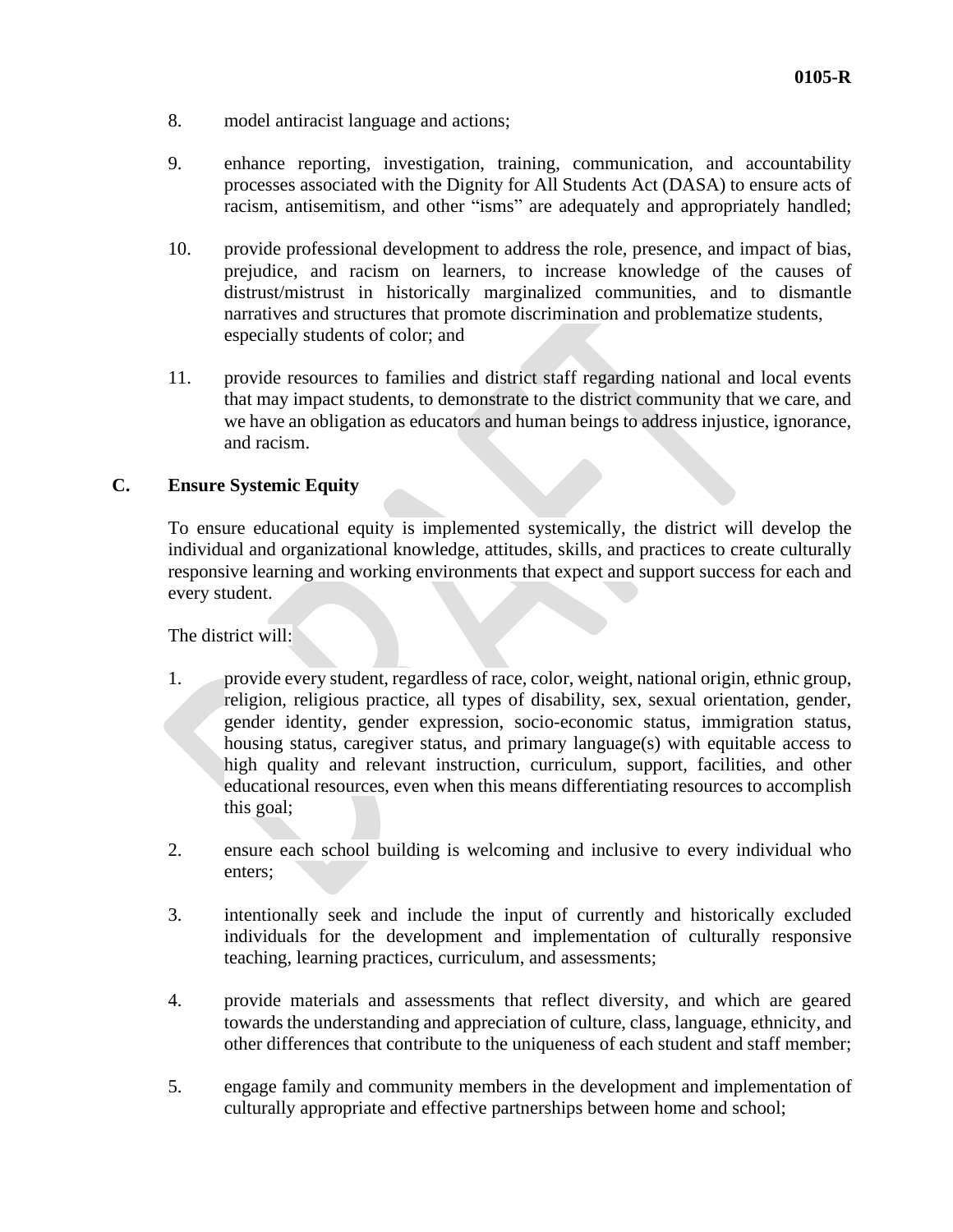8. model antiracist language and actions;

9. enhance reporting, investigation, training, communication, and accountability processes associated with the Dignity for All Students Act (DASA) to ensure acts of racism, antisemitism, and other "isms" are adequately and appropriately handled;

10. provide professional development to address the role, presence, and impact of bias, prejudice, and racism on learners, to increase knowledge of the causes of distrust/mistrust in historically marginalized communities, and to dismantle narratives and structures that promote discrimination and problematize students, especially students of color; and

11. provide resources to families and district staff regarding national and local events that may impact students, to demonstrate to the district community that we care, and we have an obligation as educators and human beings to address injustice, ignorance, and racism.

## C. Ensure Systemic Equity

To ensure educational equity is implemented systemically, the district will develop the individual and organizational knowledge, attitudes, skills, and practices to create culturally responsive learning and working environments that expect and support success for each and every student.

The district will:

1. provide every student, regardless of race, color, weight, national origin, ethnic group, religion, religious practice, all types of disability, sex, sexual orientation, gender, gender identity, gender expression, socio-economic status, immigration status, housing status, caregiver status, and primary language(s) with equitable access to high quality and relevant instruction, curriculum, support, facilities, and other educational resources, even when this means differentiating resources to accomplish this goal;

2. ensure each school building is welcoming and inclusive to every individual who enters;

3. intentionally seek and include the input of currently and historically excluded individuals for the development and implementation of culturally responsive teaching, learning practices, curriculum, and assessments;

4. provide materials and assessments that reflect diversity, and which are geared towards the understanding and appreciation of culture, class, language, ethnicity, and other differences that contribute to the uniqueness of each student and staff member;

5. engage family and community members in the development and implementation of culturally appropriate and effective partnerships between home and school;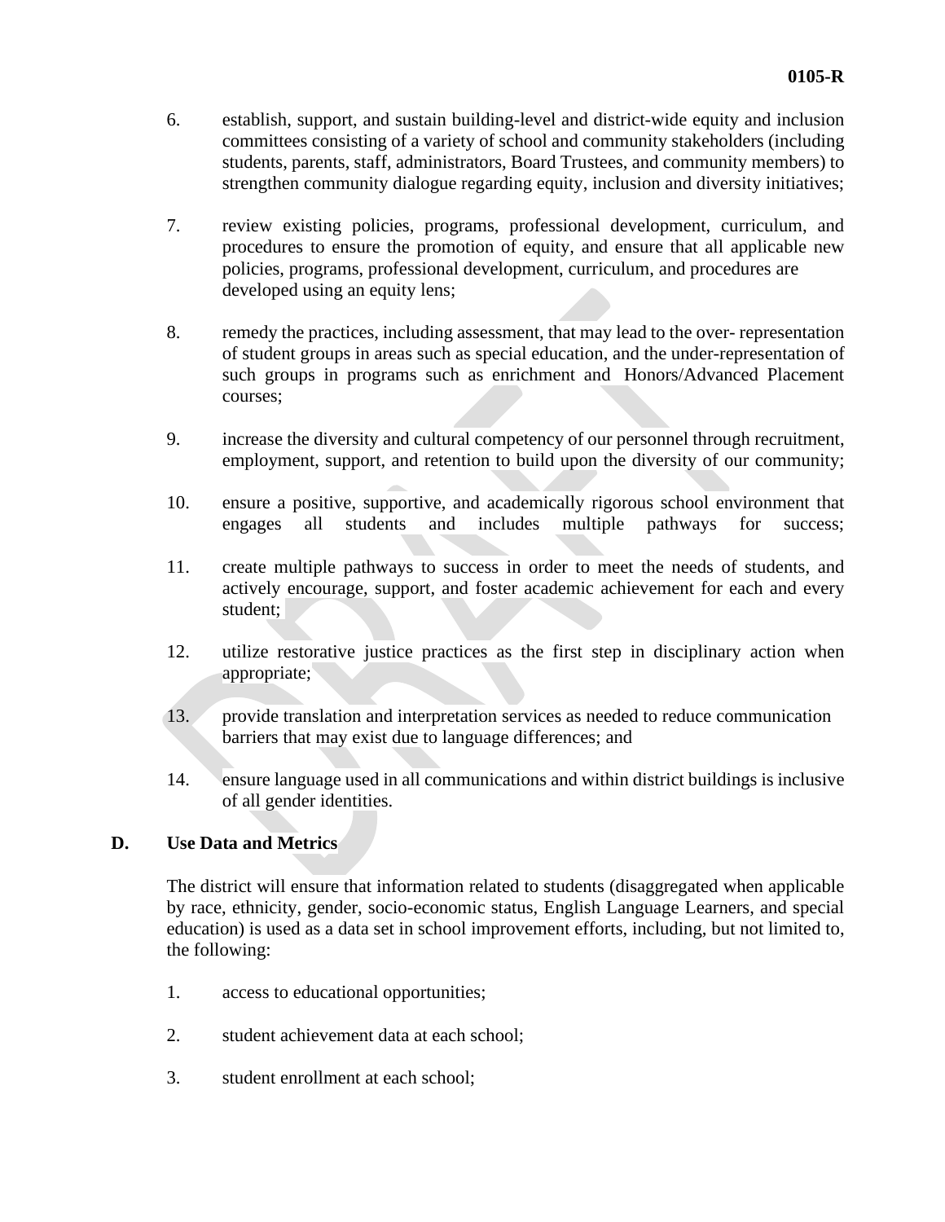6. establish, support, and sustain building-level and district-wide equity and inclusion committees consisting of a variety of school and community stakeholders (including students, parents, staff, administrators, Board Trustees, and community members) to strengthen community dialogue regarding equity, inclusion and diversity initiatives;

7. review existing policies, programs, professional development, curriculum, and procedures to ensure the promotion of equity, and ensure that all applicable new policies, programs, professional development, curriculum, and procedures are developed using an equity lens;

8. remedy the practices, including assessment, that may lead to the over- representation of student groups in areas such as special education, and the under-representation of such groups in programs such as enrichment and Honors/Advanced Placement courses;

9. increase the diversity and cultural competency of our personnel through recruitment, employment, support, and retention to build upon the diversity of our community;

10. ensure a positive, supportive, and academically rigorous school environment that engages all students and includes multiple pathways for success;

11. create multiple pathways to success in order to meet the needs of students, and actively encourage, support, and foster academic achievement for each and every student;

12. utilize restorative justice practices as the first step in disciplinary action when appropriate;

13. provide translation and interpretation services as needed to reduce communication barriers that may exist due to language differences; and

14. ensure language used in all communications and within district buildings is inclusive of all gender identities.

**D. Use Data and Metrics**

The district will ensure that information related to students (disaggregated when applicable by race, ethnicity, gender, socio-economic status, English Language Learners, and special education) is used as a data set in school improvement efforts, including, but not limited to, the following:

1. access to educational opportunities;

2. student achievement data at each school;

3. student enrollment at each school;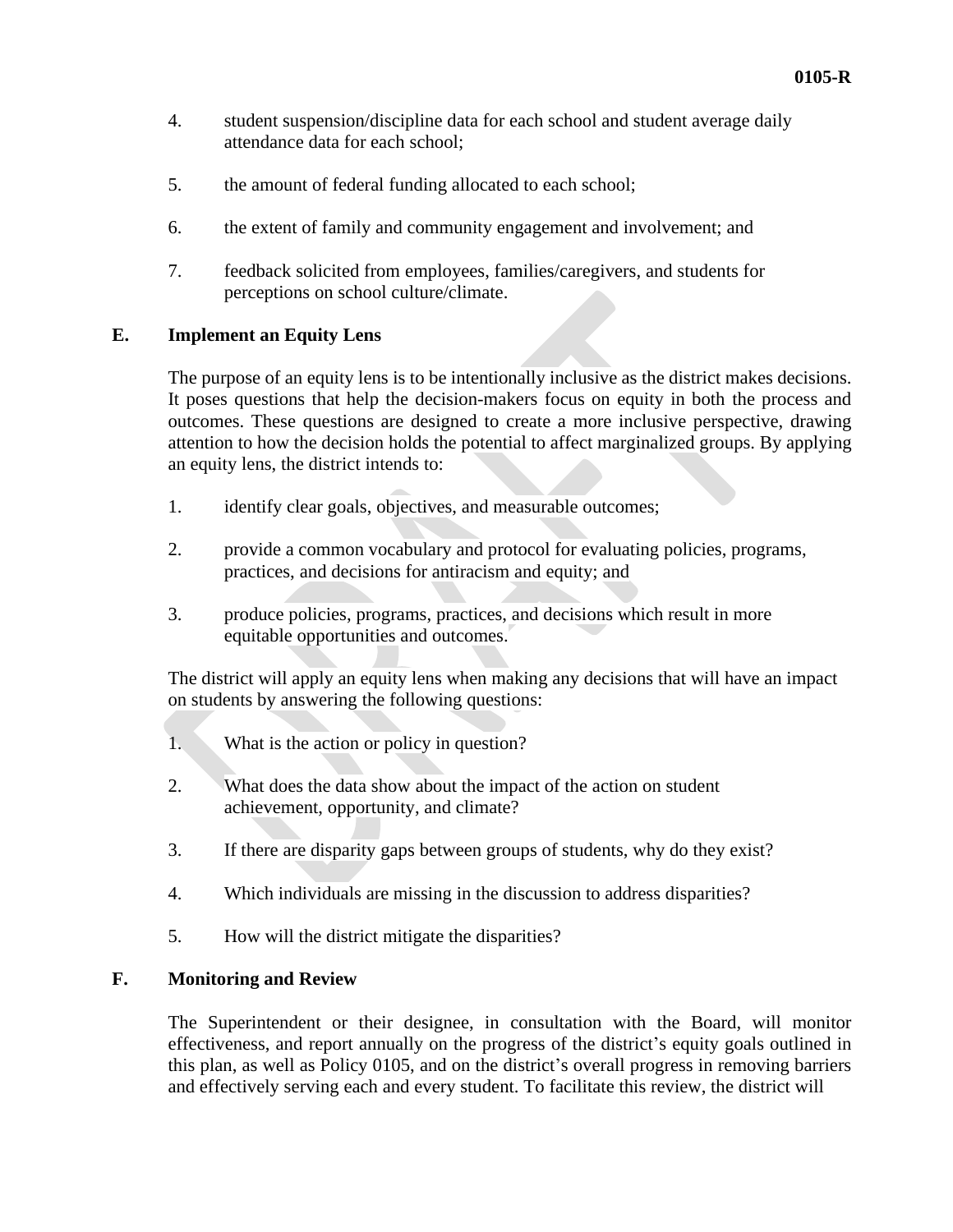4. student suspension/discipline data for each school and student average daily attendance data for each school;

5. the amount of federal funding allocated to each school;

6. the extent of family and community engagement and involvement; and

7. feedback solicited from employees, families/caregivers, and students for perceptions on school culture/climate.

## E. Implement an Equity Lens

The purpose of an equity lens is to be intentionally inclusive as the district makes decisions. It poses questions that help the decision-makers focus on equity in both the process and outcomes. These questions are designed to create a more inclusive perspective, drawing attention to how the decision holds the potential to affect marginalized groups. By applying an equity lens, the district intends to:

1. identify clear goals, objectives, and measurable outcomes;

2. provide a common vocabulary and protocol for evaluating policies, programs, practices, and decisions for antiracism and equity; and

3. produce policies, programs, practices, and decisions which result in more equitable opportunities and outcomes.

The district will apply an equity lens when making any decisions that will have an impact on students by answering the following questions:

1. What is the action or policy in question?

2. What does the data show about the impact of the action on student achievement, opportunity, and climate?

3. If there are disparity gaps between groups of students, why do they exist?

4. Which individuals are missing in the discussion to address disparities?

5. How will the district mitigate the disparities?

## F. Monitoring and Review

The Superintendent or their designee, in consultation with the Board, will monitor effectiveness, and report annually on the progress of the district's equity goals outlined in this plan, as well as Policy 0105, and on the district's overall progress in removing barriers and effectively serving each and every student. To facilitate this review, the district will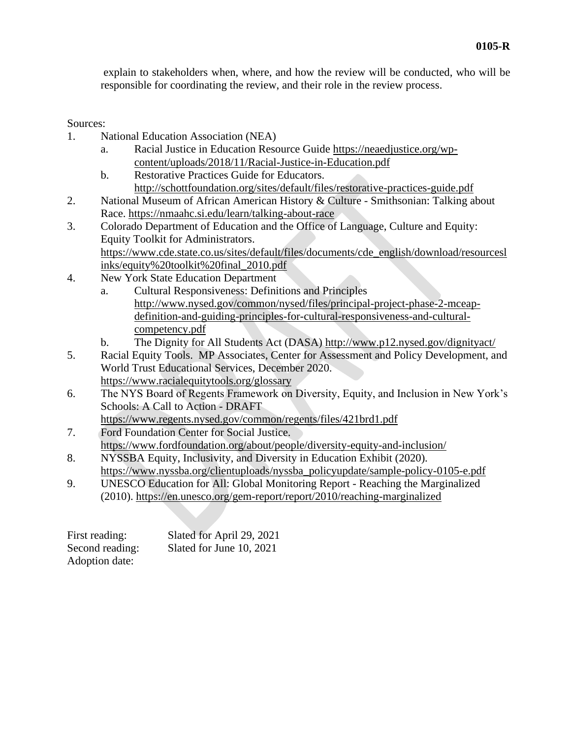explain to stakeholders when, where, and how the review will be conducted, who will be responsible for coordinating the review, and their role in the review process.

Sources:

1. National Education Association (NEA)
   a. Racial Justice in Education Resource Guide https://neaedjustice.org/wp-content/uploads/2018/11/Racial-Justice-in-Education.pdf
   b. Restorative Practices Guide for Educators. http://schottfoundation.org/sites/default/files/restorative-practices-guide.pdf
2. National Museum of African American History & Culture - Smithsonian: Talking about Race. https://nmaahc.si.edu/learn/talking-about-race
3. Colorado Department of Education and the Office of Language, Culture and Equity: Equity Toolkit for Administrators. https://www.cde.state.co.us/sites/default/files/documents/cde_english/download/resourceslinks/equity%20toolkit%20final_2010.pdf
4. New York State Education Department
   a. Cultural Responsiveness: Definitions and Principles http://www.nysed.gov/common/nysed/files/principal-project-phase-2-mceap-definition-and-guiding-principles-for-cultural-responsiveness-and-cultural-competency.pdf
   b. The Dignity for All Students Act (DASA) http://www.p12.nysed.gov/dignityact/
5. Racial Equity Tools. MP Associates, Center for Assessment and Policy Development, and World Trust Educational Services, December 2020. https://www.racialequitytools.org/glossary
6. The NYS Board of Regents Framework on Diversity, Equity, and Inclusion in New York's Schools: A Call to Action - DRAFT https://www.regents.nysed.gov/common/regents/files/421brd1.pdf
7. Ford Foundation Center for Social Justice. https://www.fordfoundation.org/about/people/diversity-equity-and-inclusion/
8. NYSSBA Equity, Inclusivity, and Diversity in Education Exhibit (2020). https://www.nyssba.org/clientuploads/nyssba_policyupdate/sample-policy-0105-e.pdf
9. UNESCO Education for All: Global Monitoring Report - Reaching the Marginalized (2010). https://en.unesco.org/gem-report/report/2010/reaching-marginalized

First reading: Slated for April 29, 2021
Second reading: Slated for June 10, 2021
Adoption date: